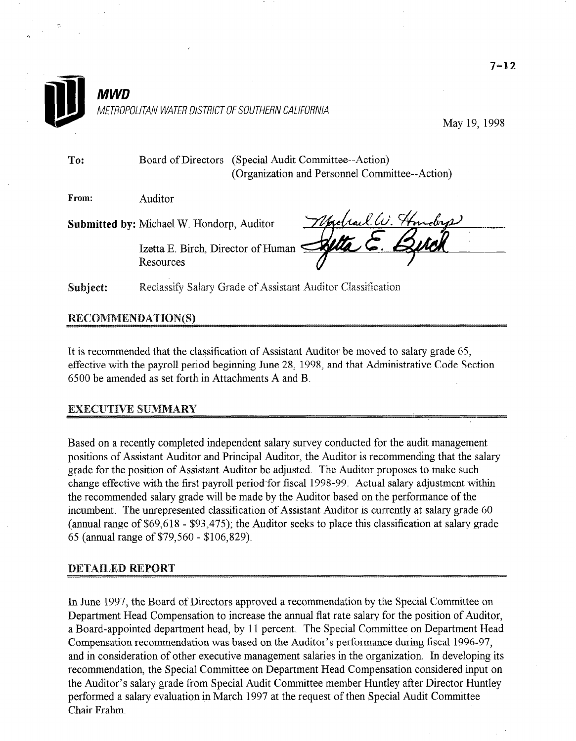# MWD

METROPOLITAN WATER DISTRICT OF SOUTHERN CALIFORNIA

May 19, 1998

**To:** Board of Directors (Special Audit Committee--Action)
(Organization and Personnel Committee--Action)

**From:** Auditor

**Submitted by:** Michael W. Hondorp, Auditor

Izetta E. Birch, Director of Human Resources

**Subject:** Reclassify Salary Grade of Assistant Auditor Classification

## RECOMMENDATION(S)

It is recommended that the classification of Assistant Auditor be moved to salary grade 65, effective with the payroll period beginning June 28, 1998, and that Administrative Code Section 6500 be amended as set forth in Attachments A and B.

## EXECUTIVE SUMMARY

Based on a recently completed independent salary survey conducted for the audit management positions of Assistant Auditor and Principal Auditor, the Auditor is recommending that the salary grade for the position of Assistant Auditor be adjusted. The Auditor proposes to make such change effective with the first payroll period for fiscal 1998-99. Actual salary adjustment within the recommended salary grade will be made by the Auditor based on the performance of the incumbent. The unrepresented classification of Assistant Auditor is currently at salary grade 60 (annual range of $69,618 - $93,475); the Auditor seeks to place this classification at salary grade 65 (annual range of $79,560 - $106,829).

## DETAILED REPORT

In June 1997, the Board of Directors approved a recommendation by the Special Committee on Department Head Compensation to increase the annual flat rate salary for the position of Auditor, a Board-appointed department head, by 11 percent. The Special Committee on Department Head Compensation recommendation was based on the Auditor's performance during fiscal 1996-97, and in consideration of other executive management salaries in the organization. In developing its recommendation, the Special Committee on Department Head Compensation considered input on the Auditor's salary grade from Special Audit Committee member Huntley after Director Huntley performed a salary evaluation in March 1997 at the request of then Special Audit Committee Chair Frahm.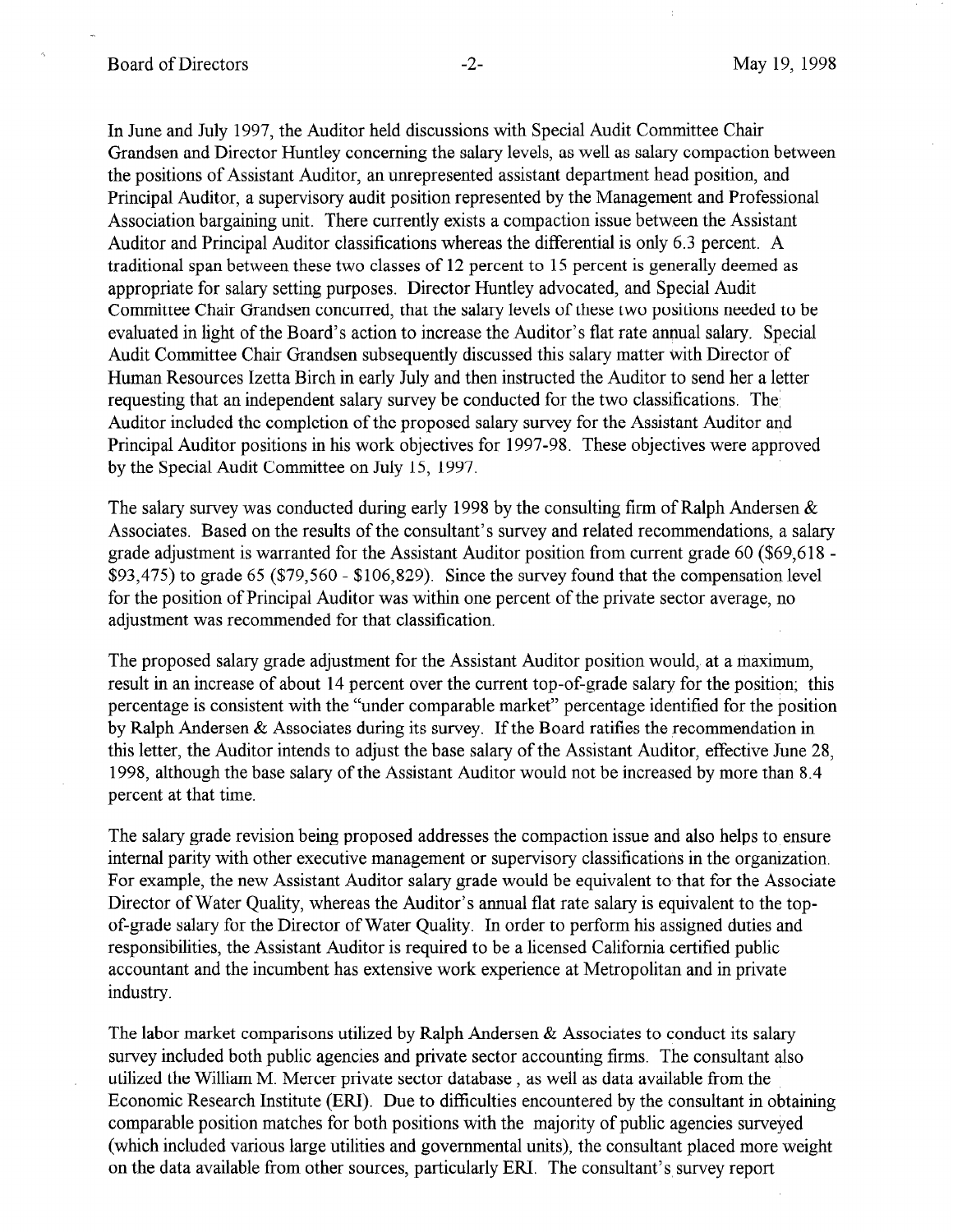In June and July 1997, the Auditor held discussions with Special Audit Committee Chair Grandsen and Director Huntley concerning the salary levels, as well as salary compaction between the positions of Assistant Auditor, an unrepresented assistant department head position, and Principal Auditor, a supervisory audit position represented by the Management and Professional Association bargaining unit. There currently exists a compaction issue between the Assistant Auditor and Principal Auditor classifications whereas the differential is only 6.3 percent. A traditional span between these two classes of 12 percent to 15 percent is generally deemed as appropriate for salary setting purposes. Director Huntley advocated, and Special Audit Committee Chair Grandsen concurred, that the salary levels of these two positions needed to be evaluated in light of the Board's action to increase the Auditor's flat rate annual salary. Special Audit Committee Chair Grandsen subsequently discussed this salary matter with Director of Human Resources Izetta Birch in early July and then instructed the Auditor to send her a letter requesting that an independent salary survey be conducted for the two classifications. The Auditor included the completion of the proposed salary survey for the Assistant Auditor and Principal Auditor positions in his work objectives for 1997-98. These objectives were approved by the Special Audit Committee on July 15, 1997.

The salary survey was conducted during early 1998 by the consulting firm of Ralph Andersen & Associates. Based on the results of the consultant's survey and related recommendations, a salary grade adjustment is warranted for the Assistant Auditor position from current grade 60 ($69,618 - $93,475) to grade 65 ($79,560 - $106,829). Since the survey found that the compensation level for the position of Principal Auditor was within one percent of the private sector average, no adjustment was recommended for that classification.

The proposed salary grade adjustment for the Assistant Auditor position would, at a maximum, result in an increase of about 14 percent over the current top-of-grade salary for the position; this percentage is consistent with the "under comparable market" percentage identified for the position by Ralph Andersen & Associates during its survey. If the Board ratifies the recommendation in this letter, the Auditor intends to adjust the base salary of the Assistant Auditor, effective June 28, 1998, although the base salary of the Assistant Auditor would not be increased by more than 8.4 percent at that time.

The salary grade revision being proposed addresses the compaction issue and also helps to ensure internal parity with other executive management or supervisory classifications in the organization. For example, the new Assistant Auditor salary grade would be equivalent to that for the Associate Director of Water Quality, whereas the Auditor's annual flat rate salary is equivalent to the top-of-grade salary for the Director of Water Quality. In order to perform his assigned duties and responsibilities, the Assistant Auditor is required to be a licensed California certified public accountant and the incumbent has extensive work experience at Metropolitan and in private industry.

The labor market comparisons utilized by Ralph Andersen & Associates to conduct its salary survey included both public agencies and private sector accounting firms. The consultant also utilized the William M. Mercer private sector database, as well as data available from the Economic Research Institute (ERI). Due to difficulties encountered by the consultant in obtaining comparable position matches for both positions with the majority of public agencies surveyed (which included various large utilities and governmental units), the consultant placed more weight on the data available from other sources, particularly ERI. The consultant's survey report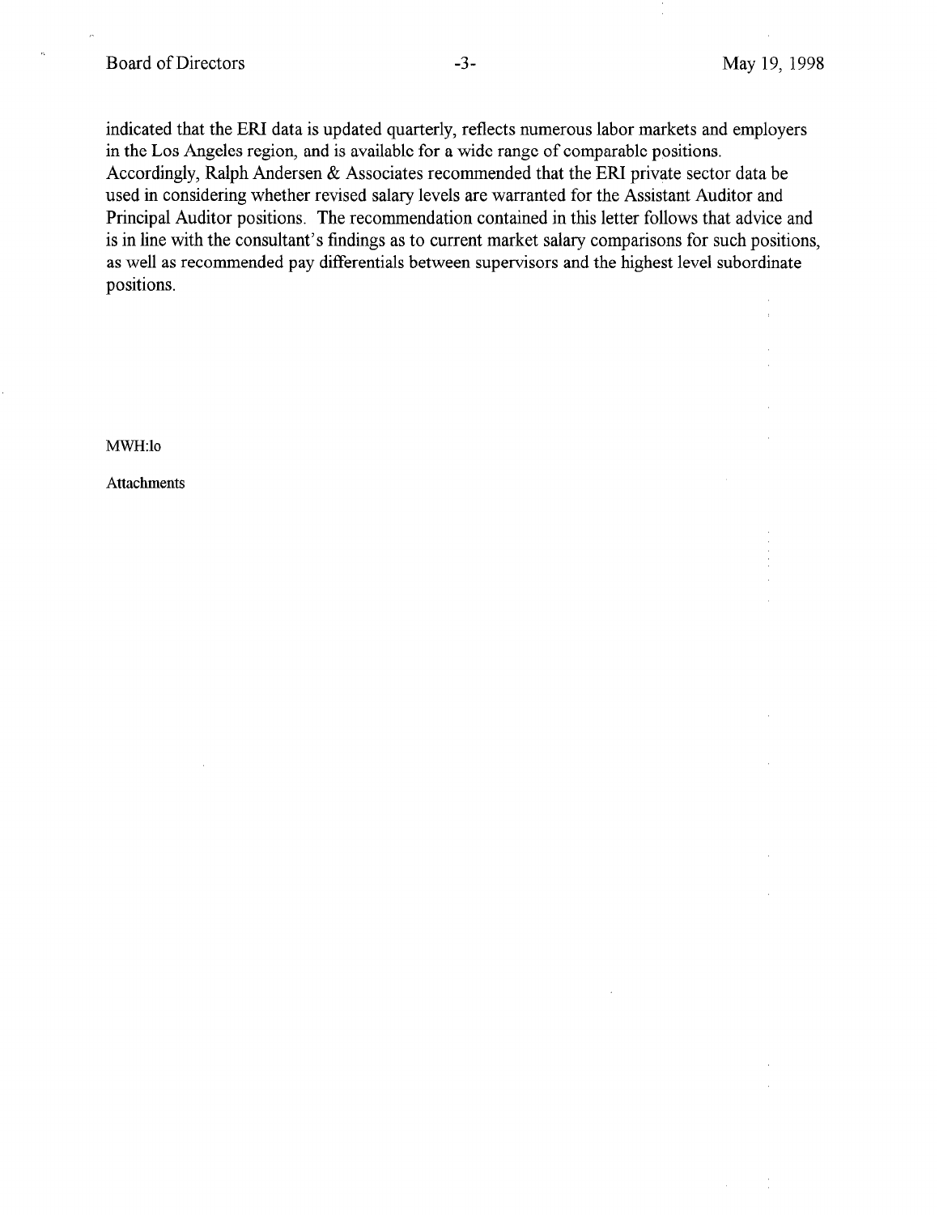indicated that the ERI data is updated quarterly, reflects numerous labor markets and employers in the Los Angeles region, and is available for a wide range of comparable positions. Accordingly, Ralph Andersen & Associates recommended that the ERI private sector data be used in considering whether revised salary levels are warranted for the Assistant Auditor and Principal Auditor positions. The recommendation contained in this letter follows that advice and is in line with the consultant's findings as to current market salary comparisons for such positions, as well as recommended pay differentials between supervisors and the highest level subordinate positions.

MWH:lo

Attachments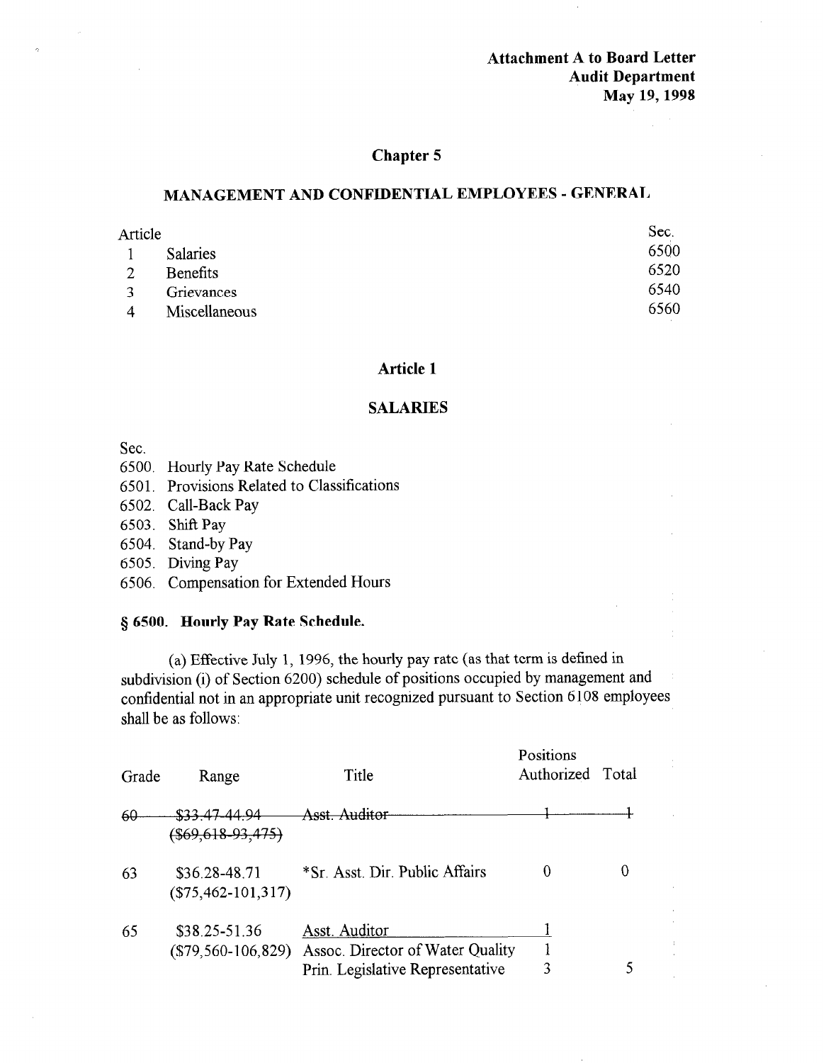**Attachment A to Board Letter**
**Audit Department**
**May 19, 1998**

## Chapter 5

## MANAGEMENT AND CONFIDENTIAL EMPLOYEES - GENERAL

| Article | | Sec. |
|---|---|---|
| 1 | Salaries | 6500 |
| 2 | Benefits | 6520 |
| 3 | Grievances | 6540 |
| 4 | Miscellaneous | 6560 |

### Article 1

### SALARIES

Sec.
6500. Hourly Pay Rate Schedule
6501. Provisions Related to Classifications
6502. Call-Back Pay
6503. Shift Pay
6504. Stand-by Pay
6505. Diving Pay
6506. Compensation for Extended Hours

#### § 6500. Hourly Pay Rate Schedule.

(a) Effective July 1, 1996, the hourly pay rate (as that term is defined in subdivision (i) of Section 6200) schedule of positions occupied by management and confidential not in an appropriate unit recognized pursuant to Section 6108 employees shall be as follows:

| Grade | Range | Title | Positions Authorized | Total |
|---|---|---|---|---|
| ~~60~~ | ~~$33.47-44.94 ($69,618-93,475)~~ | ~~Asst. Auditor~~ | ~~1~~ | ~~1~~ |
| 63 | $36.28-48.71 ($75,462-101,317) | *Sr. Asst. Dir. Public Affairs | 0 | 0 |
| 65 | $38.25-51.36 ($79,560-106,829) | <u>Asst. Auditor</u> | <u>1</u> | |
| | | Assoc. Director of Water Quality | 1 | |
| | | Prin. Legislative Representative | 3 | 5 |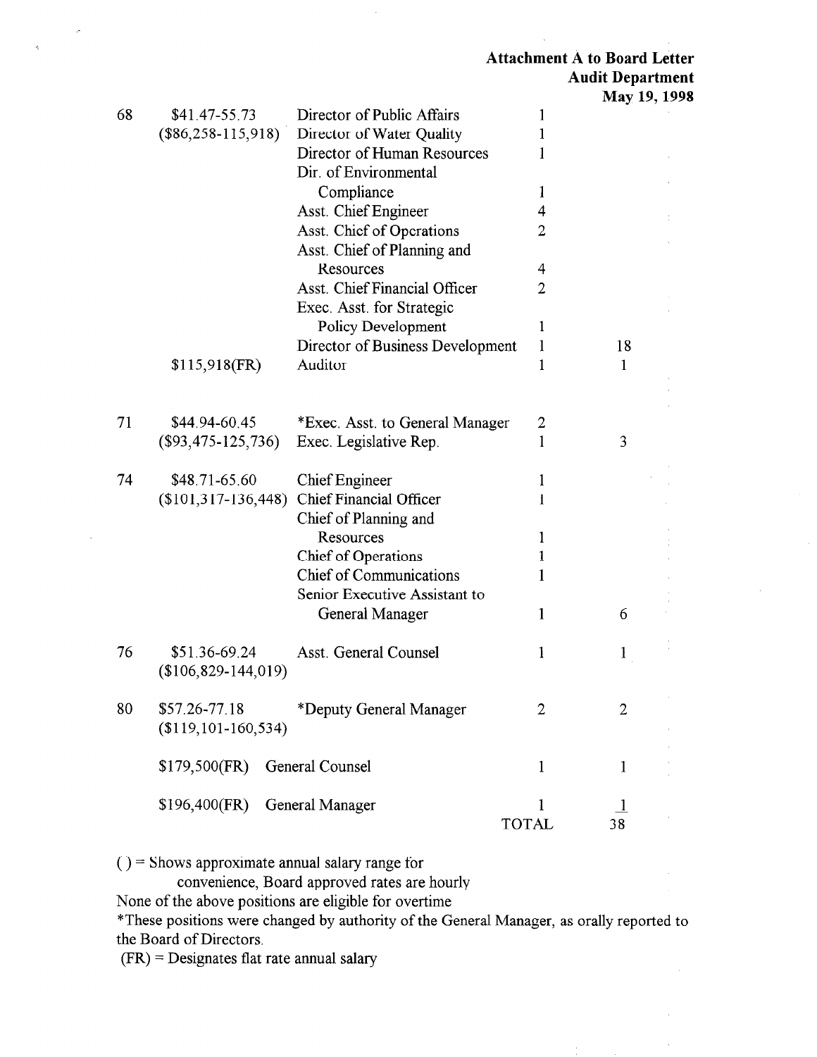**Attachment A to Board Letter**
**Audit Department**
**May 19, 1998**

| Range | Salary | Position | No. | Total |
|---|---|---|---|---|
| 68 | $41.47-55.73 | Director of Public Affairs | 1 | |
| | ($86,258-115,918) | Director of Water Quality | 1 | |
| | | Director of Human Resources | 1 | |
| | | Dir. of Environmental Compliance | 1 | |
| | | Asst. Chief Engineer | 4 | |
| | | Asst. Chief of Operations | 2 | |
| | | Asst. Chief of Planning and Resources | 4 | |
| | | Asst. Chief Financial Officer | 2 | |
| | | Exec. Asst. for Strategic Policy Development | 1 | |
| | | Director of Business Development | 1 | 18 |
| | $115,918(FR) | Auditor | 1 | 1 |
| 71 | $44.94-60.45 | *Exec. Asst. to General Manager | 2 | |
| | ($93,475-125,736) | Exec. Legislative Rep. | 1 | 3 |
| 74 | $48.71-65.60 | Chief Engineer | 1 | |
| | ($101,317-136,448) | Chief Financial Officer | 1 | |
| | | Chief of Planning and Resources | 1 | |
| | | Chief of Operations | 1 | |
| | | Chief of Communications | 1 | |
| | | Senior Executive Assistant to General Manager | 1 | 6 |
| 76 | $51.36-69.24 ($106,829-144,019) | Asst. General Counsel | 1 | 1 |
| 80 | $57.26-77.18 ($119,101-160,534) | *Deputy General Manager | 2 | 2 |
| | $179,500(FR) | General Counsel | 1 | 1 |
| | $196,400(FR) | General Manager | 1 | 1 |
| | | | TOTAL | 38 |

( ) = Shows approximate annual salary range for convenience, Board approved rates are hourly

None of the above positions are eligible for overtime

*These positions were changed by authority of the General Manager, as orally reported to the Board of Directors.

(FR) = Designates flat rate annual salary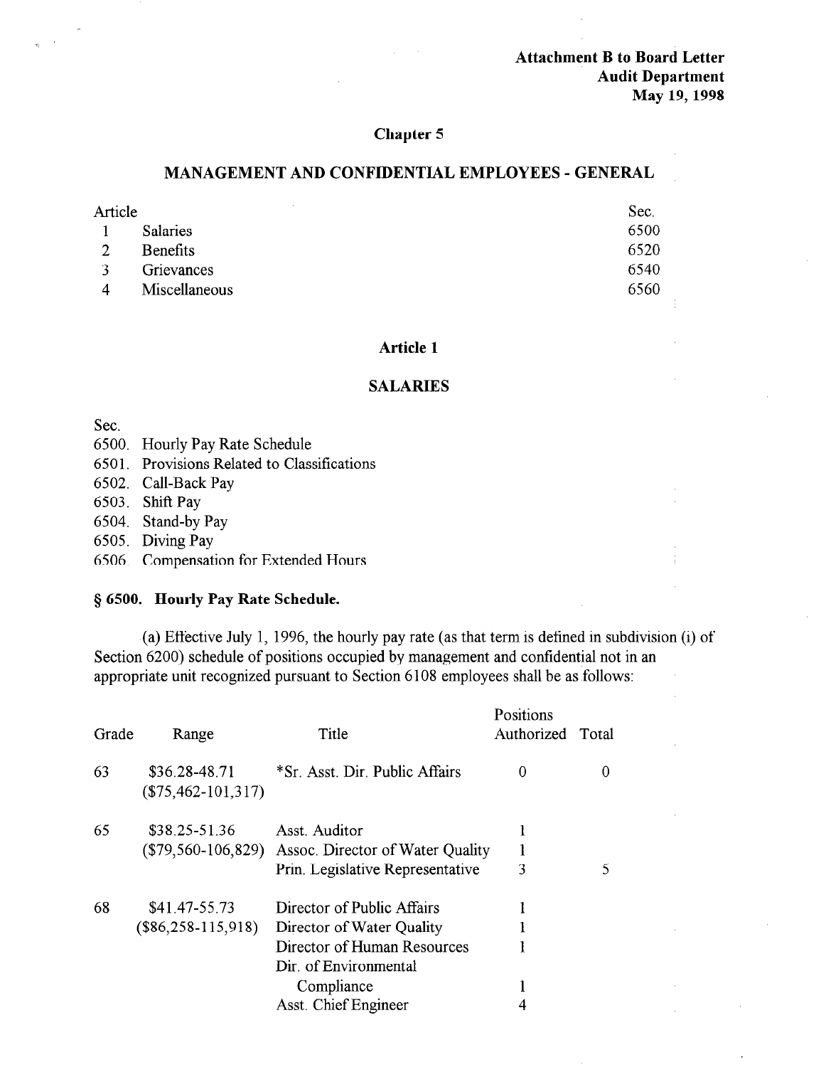**Attachment B to Board Letter**
**Audit Department**
**May 19, 1998**

## Chapter 5

## MANAGEMENT AND CONFIDENTIAL EMPLOYEES - GENERAL

| Article | | Sec. |
|---|---|---|
| 1 | Salaries | 6500 |
| 2 | Benefits | 6520 |
| 3 | Grievances | 6540 |
| 4 | Miscellaneous | 6560 |

### Article 1

### SALARIES

Sec.
6500. Hourly Pay Rate Schedule
6501. Provisions Related to Classifications
6502. Call-Back Pay
6503. Shift Pay
6504. Stand-by Pay
6505. Diving Pay
6506. Compensation for Extended Hours

### § 6500. Hourly Pay Rate Schedule.

(a) Effective July 1, 1996, the hourly pay rate (as that term is defined in subdivision (i) of Section 6200) schedule of positions occupied by management and confidential not in an appropriate unit recognized pursuant to Section 6108 employees shall be as follows:

| Grade | Range | Title | Positions Authorized | Total |
|---|---|---|---|---|
| 63 | $36.28-48.71 ($75,462-101,317) | *Sr. Asst. Dir. Public Affairs | 0 | 0 |
| 65 | $38.25-51.36 ($79,560-106,829) | Asst. Auditor | 1 | |
| | | Assoc. Director of Water Quality | 1 | |
| | | Prin. Legislative Representative | 3 | 5 |
| 68 | $41.47-55.73 ($86,258-115,918) | Director of Public Affairs | 1 | |
| | | Director of Water Quality | 1 | |
| | | Director of Human Resources | 1 | |
| | | Dir. of Environmental Compliance | 1 | |
| | | Asst. Chief Engineer | 4 | |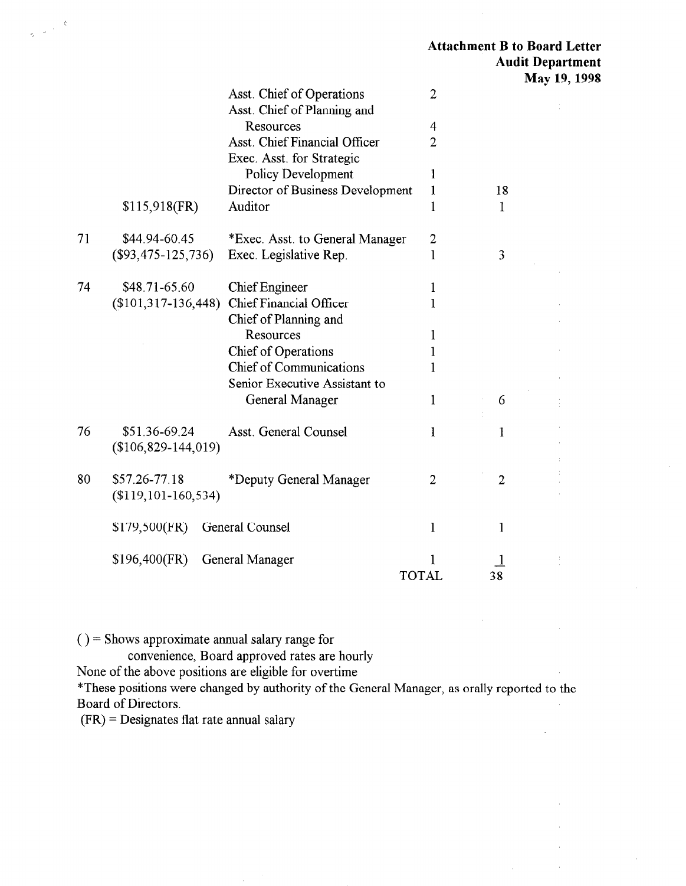**Attachment B to Board Letter**
**Audit Department**
**May 19, 1998**

| | | | | |
|---|---|---|---|---|
| | | Asst. Chief of Operations | 2 | |
| | | Asst. Chief of Planning and Resources | 4 | |
| | | Asst. Chief Financial Officer | 2 | |
| | | Exec. Asst. for Strategic Policy Development | 1 | |
| | | Director of Business Development | 1 | 18 |
| | $115,918(FR) | Auditor | 1 | 1 |
| 71 | $44.94-60.45 ($93,475-125,736) | *Exec. Asst. to General Manager | 2 | |
| | | Exec. Legislative Rep. | 1 | 3 |
| 74 | $48.71-65.60 ($101,317-136,448) | Chief Engineer | 1 | |
| | | Chief Financial Officer | 1 | |
| | | Chief of Planning and Resources | 1 | |
| | | Chief of Operations | 1 | |
| | | Chief of Communications | 1 | |
| | | Senior Executive Assistant to General Manager | 1 | 6 |
| 76 | $51.36-69.24 ($106,829-144,019) | Asst. General Counsel | 1 | 1 |
| 80 | $57.26-77.18 ($119,101-160,534) | *Deputy General Manager | 2 | 2 |
| | $179,500(FR) | General Counsel | 1 | 1 |
| | $196,400(FR) | General Manager | 1 | 1 |
| | | | TOTAL | 38 |

( ) = Shows approximate annual salary range for convenience, Board approved rates are hourly

None of the above positions are eligible for overtime

*These positions were changed by authority of the General Manager, as orally reported to the Board of Directors.

(FR) = Designates flat rate annual salary